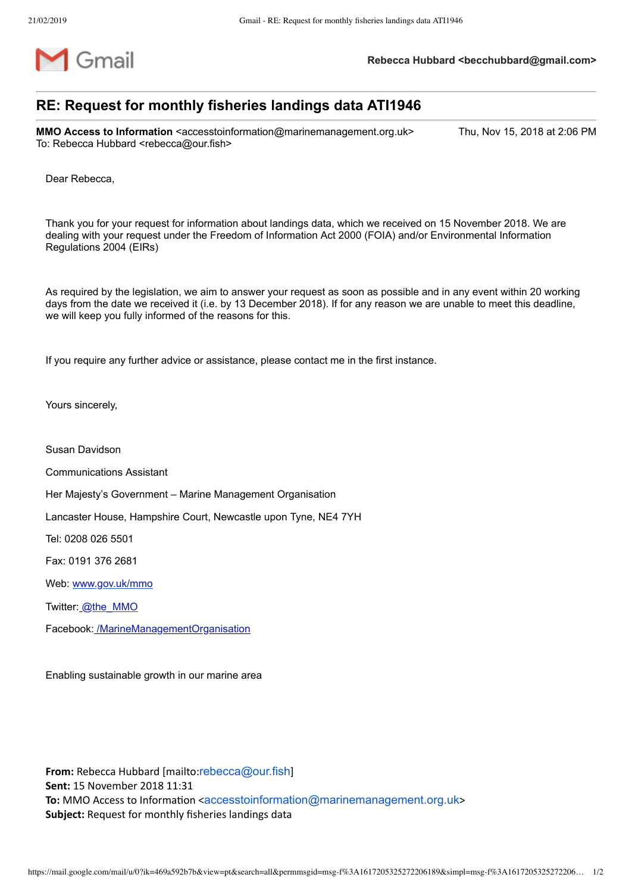Gmail — Rebecca Hubbard <becchubbard@gmail.com>

# RE: Request for monthly fisheries landings data ATI1946

**MMO Access to Information** <accesstoinformation@marinemanagement.org.uk> — Thu, Nov 15, 2018 at 2:06 PM
To: Rebecca Hubbard <rebecca@our.fish>

Dear Rebecca,

Thank you for your request for information about landings data, which we received on 15 November 2018. We are dealing with your request under the Freedom of Information Act 2000 (FOIA) and/or Environmental Information Regulations 2004 (EIRs)

As required by the legislation, we aim to answer your request as soon as possible and in any event within 20 working days from the date we received it (i.e. by 13 December 2018). If for any reason we are unable to meet this deadline, we will keep you fully informed of the reasons for this.

If you require any further advice or assistance, please contact me in the first instance.

Yours sincerely,

Susan Davidson

Communications Assistant

Her Majesty's Government – Marine Management Organisation

Lancaster House, Hampshire Court, Newcastle upon Tyne, NE4 7YH

Tel: 0208 026 5501

Fax: 0191 376 2681

Web: www.gov.uk/mmo

Twitter: @the_MMO

Facebook: /MarineManagementOrganisation

Enabling sustainable growth in our marine area

**From:** Rebecca Hubbard [mailto:rebecca@our.fish]
**Sent:** 15 November 2018 11:31
**To:** MMO Access to Information <accesstoinformation@marinemanagement.org.uk>
**Subject:** Request for monthly fisheries landings data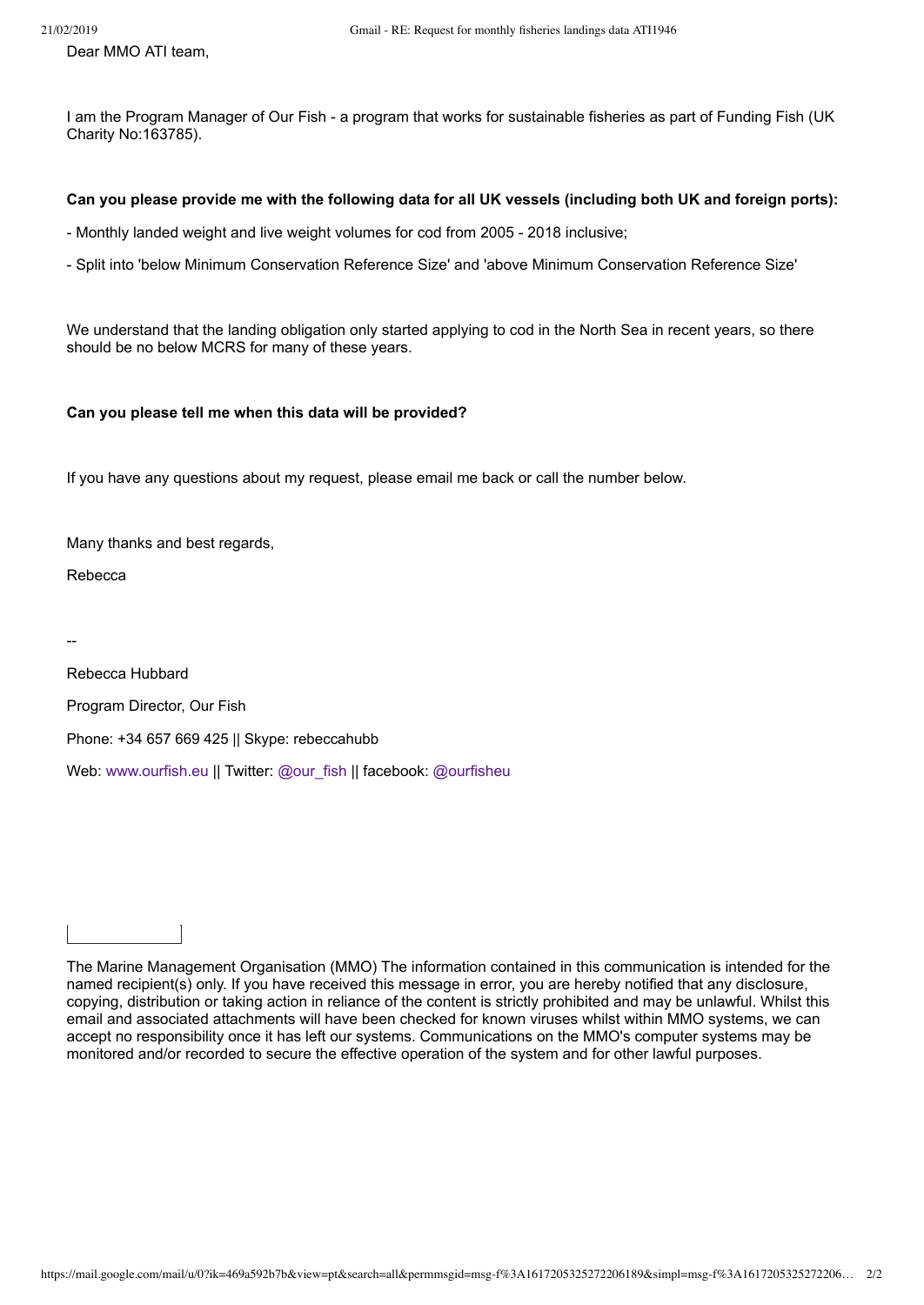Dear MMO ATI team,

I am the Program Manager of Our Fish - a program that works for sustainable fisheries as part of Funding Fish (UK Charity No:163785).

**Can you please provide me with the following data for all UK vessels (including both UK and foreign ports):**

- Monthly landed weight and live weight volumes for cod from 2005 - 2018 inclusive;

- Split into 'below Minimum Conservation Reference Size' and 'above Minimum Conservation Reference Size'

We understand that the landing obligation only started applying to cod in the North Sea in recent years, so there should be no below MCRS for many of these years.

**Can you please tell me when this data will be provided?**

If you have any questions about my request, please email me back or call the number below.

Many thanks and best regards,

Rebecca

--

Rebecca Hubbard

Program Director, Our Fish

Phone: +34 657 669 425 || Skype: rebeccahubb

Web: www.ourfish.eu || Twitter: @our_fish || facebook: @ourfisheu

The Marine Management Organisation (MMO) The information contained in this communication is intended for the named recipient(s) only. If you have received this message in error, you are hereby notified that any disclosure, copying, distribution or taking action in reliance of the content is strictly prohibited and may be unlawful. Whilst this email and associated attachments will have been checked for known viruses whilst within MMO systems, we can accept no responsibility once it has left our systems. Communications on the MMO's computer systems may be monitored and/or recorded to secure the effective operation of the system and for other lawful purposes.